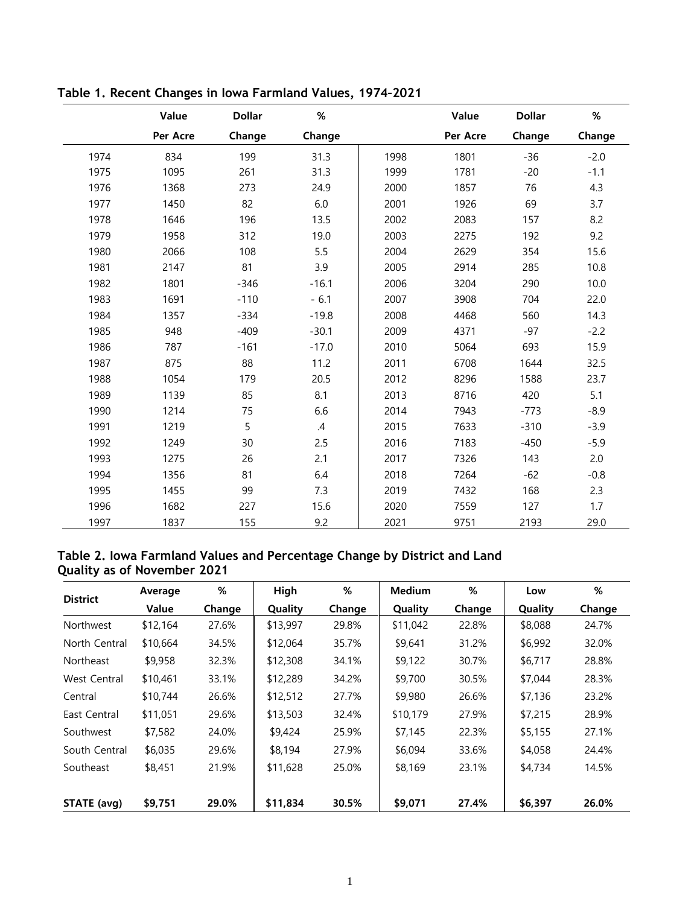**Table 1. Recent Changes in Iowa Farmland Values, 1974-2021**

| | Value Per Acre | Dollar Change | % Change | | Value Per Acre | Dollar Change | % Change |
|---|---|---|---|---|---|---|---|
| 1974 | 834 | 199 | 31.3 | 1998 | 1801 | -36 | -2.0 |
| 1975 | 1095 | 261 | 31.3 | 1999 | 1781 | -20 | -1.1 |
| 1976 | 1368 | 273 | 24.9 | 2000 | 1857 | 76 | 4.3 |
| 1977 | 1450 | 82 | 6.0 | 2001 | 1926 | 69 | 3.7 |
| 1978 | 1646 | 196 | 13.5 | 2002 | 2083 | 157 | 8.2 |
| 1979 | 1958 | 312 | 19.0 | 2003 | 2275 | 192 | 9.2 |
| 1980 | 2066 | 108 | 5.5 | 2004 | 2629 | 354 | 15.6 |
| 1981 | 2147 | 81 | 3.9 | 2005 | 2914 | 285 | 10.8 |
| 1982 | 1801 | -346 | -16.1 | 2006 | 3204 | 290 | 10.0 |
| 1983 | 1691 | -110 | - 6.1 | 2007 | 3908 | 704 | 22.0 |
| 1984 | 1357 | -334 | -19.8 | 2008 | 4468 | 560 | 14.3 |
| 1985 | 948 | -409 | -30.1 | 2009 | 4371 | -97 | -2.2 |
| 1986 | 787 | -161 | -17.0 | 2010 | 5064 | 693 | 15.9 |
| 1987 | 875 | 88 | 11.2 | 2011 | 6708 | 1644 | 32.5 |
| 1988 | 1054 | 179 | 20.5 | 2012 | 8296 | 1588 | 23.7 |
| 1989 | 1139 | 85 | 8.1 | 2013 | 8716 | 420 | 5.1 |
| 1990 | 1214 | 75 | 6.6 | 2014 | 7943 | -773 | -8.9 |
| 1991 | 1219 | 5 | .4 | 2015 | 7633 | -310 | -3.9 |
| 1992 | 1249 | 30 | 2.5 | 2016 | 7183 | -450 | -5.9 |
| 1993 | 1275 | 26 | 2.1 | 2017 | 7326 | 143 | 2.0 |
| 1994 | 1356 | 81 | 6.4 | 2018 | 7264 | -62 | -0.8 |
| 1995 | 1455 | 99 | 7.3 | 2019 | 7432 | 168 | 2.3 |
| 1996 | 1682 | 227 | 15.6 | 2020 | 7559 | 127 | 1.7 |
| 1997 | 1837 | 155 | 9.2 | 2021 | 9751 | 2193 | 29.0 |

**Table 2. Iowa Farmland Values and Percentage Change by District and Land Quality as of November 2021**

| District | Average Value | % Change | High Quality | % Change | Medium Quality | % Change | Low Quality | % Change |
|---|---|---|---|---|---|---|---|---|
| Northwest | $12,164 | 27.6% | $13,997 | 29.8% | $11,042 | 22.8% | $8,088 | 24.7% |
| North Central | $10,664 | 34.5% | $12,064 | 35.7% | $9,641 | 31.2% | $6,992 | 32.0% |
| Northeast | $9,958 | 32.3% | $12,308 | 34.1% | $9,122 | 30.7% | $6,717 | 28.8% |
| West Central | $10,461 | 33.1% | $12,289 | 34.2% | $9,700 | 30.5% | $7,044 | 28.3% |
| Central | $10,744 | 26.6% | $12,512 | 27.7% | $9,980 | 26.6% | $7,136 | 23.2% |
| East Central | $11,051 | 29.6% | $13,503 | 32.4% | $10,179 | 27.9% | $7,215 | 28.9% |
| Southwest | $7,582 | 24.0% | $9,424 | 25.9% | $7,145 | 22.3% | $5,155 | 27.1% |
| South Central | $6,035 | 29.6% | $8,194 | 27.9% | $6,094 | 33.6% | $4,058 | 24.4% |
| Southeast | $8,451 | 21.9% | $11,628 | 25.0% | $8,169 | 23.1% | $4,734 | 14.5% |
| **STATE (avg)** | **$9,751** | **29.0%** | **$11,834** | **30.5%** | **$9,071** | **27.4%** | **$6,397** | **26.0%** |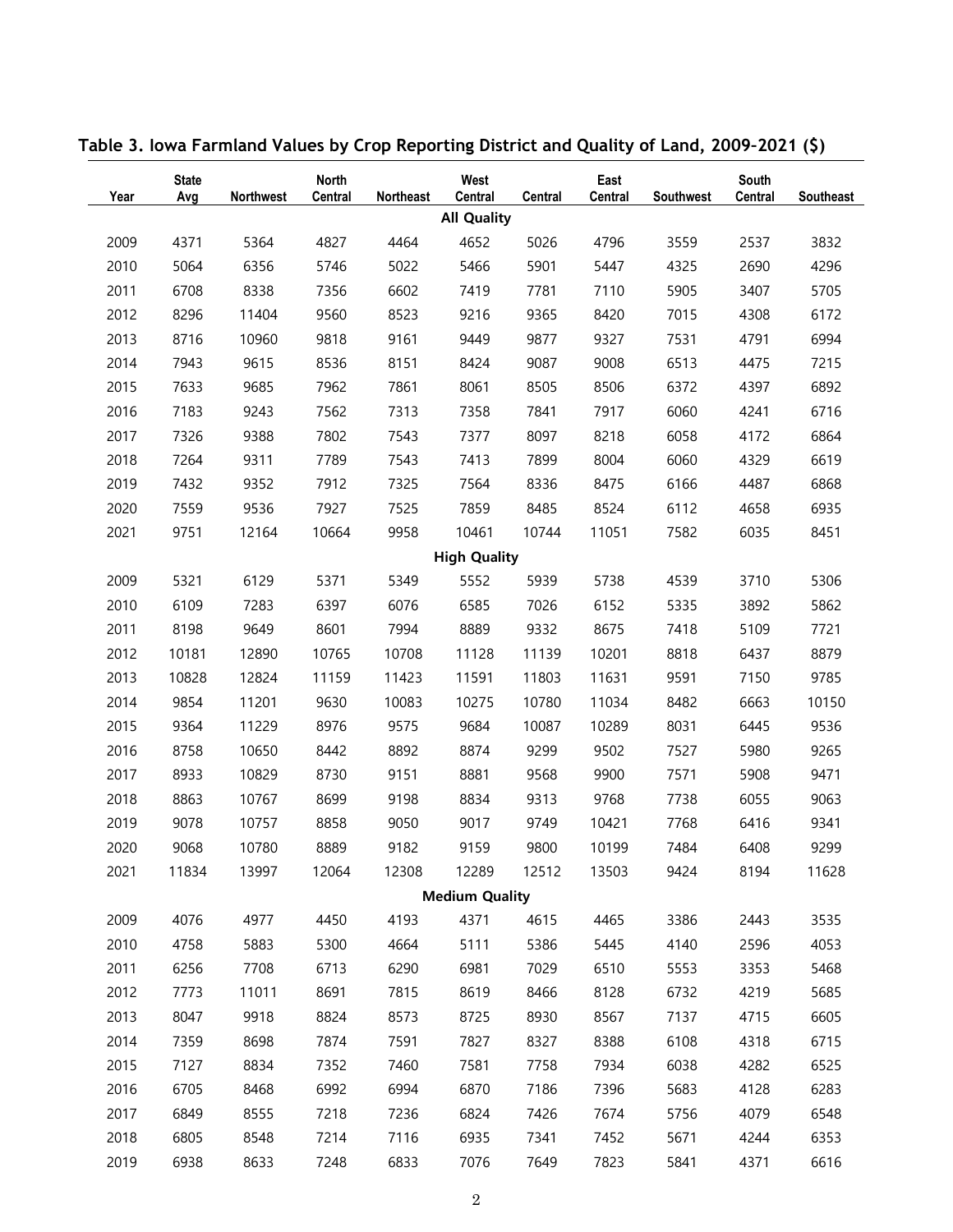**Table 3. Iowa Farmland Values by Crop Reporting District and Quality of Land, 2009–2021 ($)**

| Year | State Avg | Northwest | North Central | Northeast | West Central | Central | East Central | Southwest | South Central | Southeast |
|---|---|---|---|---|---|---|---|---|---|---|
| | | | | | **All Quality** | | | | | |
| 2009 | 4371 | 5364 | 4827 | 4464 | 4652 | 5026 | 4796 | 3559 | 2537 | 3832 |
| 2010 | 5064 | 6356 | 5746 | 5022 | 5466 | 5901 | 5447 | 4325 | 2690 | 4296 |
| 2011 | 6708 | 8338 | 7356 | 6602 | 7419 | 7781 | 7110 | 5905 | 3407 | 5705 |
| 2012 | 8296 | 11404 | 9560 | 8523 | 9216 | 9365 | 8420 | 7015 | 4308 | 6172 |
| 2013 | 8716 | 10960 | 9818 | 9161 | 9449 | 9877 | 9327 | 7531 | 4791 | 6994 |
| 2014 | 7943 | 9615 | 8536 | 8151 | 8424 | 9087 | 9008 | 6513 | 4475 | 7215 |
| 2015 | 7633 | 9685 | 7962 | 7861 | 8061 | 8505 | 8506 | 6372 | 4397 | 6892 |
| 2016 | 7183 | 9243 | 7562 | 7313 | 7358 | 7841 | 7917 | 6060 | 4241 | 6716 |
| 2017 | 7326 | 9388 | 7802 | 7543 | 7377 | 8097 | 8218 | 6058 | 4172 | 6864 |
| 2018 | 7264 | 9311 | 7789 | 7543 | 7413 | 7899 | 8004 | 6060 | 4329 | 6619 |
| 2019 | 7432 | 9352 | 7912 | 7325 | 7564 | 8336 | 8475 | 6166 | 4487 | 6868 |
| 2020 | 7559 | 9536 | 7927 | 7525 | 7859 | 8485 | 8524 | 6112 | 4658 | 6935 |
| 2021 | 9751 | 12164 | 10664 | 9958 | 10461 | 10744 | 11051 | 7582 | 6035 | 8451 |
| | | | | | **High Quality** | | | | | |
| 2009 | 5321 | 6129 | 5371 | 5349 | 5552 | 5939 | 5738 | 4539 | 3710 | 5306 |
| 2010 | 6109 | 7283 | 6397 | 6076 | 6585 | 7026 | 6152 | 5335 | 3892 | 5862 |
| 2011 | 8198 | 9649 | 8601 | 7994 | 8889 | 9332 | 8675 | 7418 | 5109 | 7721 |
| 2012 | 10181 | 12890 | 10765 | 10708 | 11128 | 11139 | 10201 | 8818 | 6437 | 8879 |
| 2013 | 10828 | 12824 | 11159 | 11423 | 11591 | 11803 | 11631 | 9591 | 7150 | 9785 |
| 2014 | 9854 | 11201 | 9630 | 10083 | 10275 | 10780 | 11034 | 8482 | 6663 | 10150 |
| 2015 | 9364 | 11229 | 8976 | 9575 | 9684 | 10087 | 10289 | 8031 | 6445 | 9536 |
| 2016 | 8758 | 10650 | 8442 | 8892 | 8874 | 9299 | 9502 | 7527 | 5980 | 9265 |
| 2017 | 8933 | 10829 | 8730 | 9151 | 8881 | 9568 | 9900 | 7571 | 5908 | 9471 |
| 2018 | 8863 | 10767 | 8699 | 9198 | 8834 | 9313 | 9768 | 7738 | 6055 | 9063 |
| 2019 | 9078 | 10757 | 8858 | 9050 | 9017 | 9749 | 10421 | 7768 | 6416 | 9341 |
| 2020 | 9068 | 10780 | 8889 | 9182 | 9159 | 9800 | 10199 | 7484 | 6408 | 9299 |
| 2021 | 11834 | 13997 | 12064 | 12308 | 12289 | 12512 | 13503 | 9424 | 8194 | 11628 |
| | | | | | **Medium Quality** | | | | | |
| 2009 | 4076 | 4977 | 4450 | 4193 | 4371 | 4615 | 4465 | 3386 | 2443 | 3535 |
| 2010 | 4758 | 5883 | 5300 | 4664 | 5111 | 5386 | 5445 | 4140 | 2596 | 4053 |
| 2011 | 6256 | 7708 | 6713 | 6290 | 6981 | 7029 | 6510 | 5553 | 3353 | 5468 |
| 2012 | 7773 | 11011 | 8691 | 7815 | 8619 | 8466 | 8128 | 6732 | 4219 | 5685 |
| 2013 | 8047 | 9918 | 8824 | 8573 | 8725 | 8930 | 8567 | 7137 | 4715 | 6605 |
| 2014 | 7359 | 8698 | 7874 | 7591 | 7827 | 8327 | 8388 | 6108 | 4318 | 6715 |
| 2015 | 7127 | 8834 | 7352 | 7460 | 7581 | 7758 | 7934 | 6038 | 4282 | 6525 |
| 2016 | 6705 | 8468 | 6992 | 6994 | 6870 | 7186 | 7396 | 5683 | 4128 | 6283 |
| 2017 | 6849 | 8555 | 7218 | 7236 | 6824 | 7426 | 7674 | 5756 | 4079 | 6548 |
| 2018 | 6805 | 8548 | 7214 | 7116 | 6935 | 7341 | 7452 | 5671 | 4244 | 6353 |
| 2019 | 6938 | 8633 | 7248 | 6833 | 7076 | 7649 | 7823 | 5841 | 4371 | 6616 |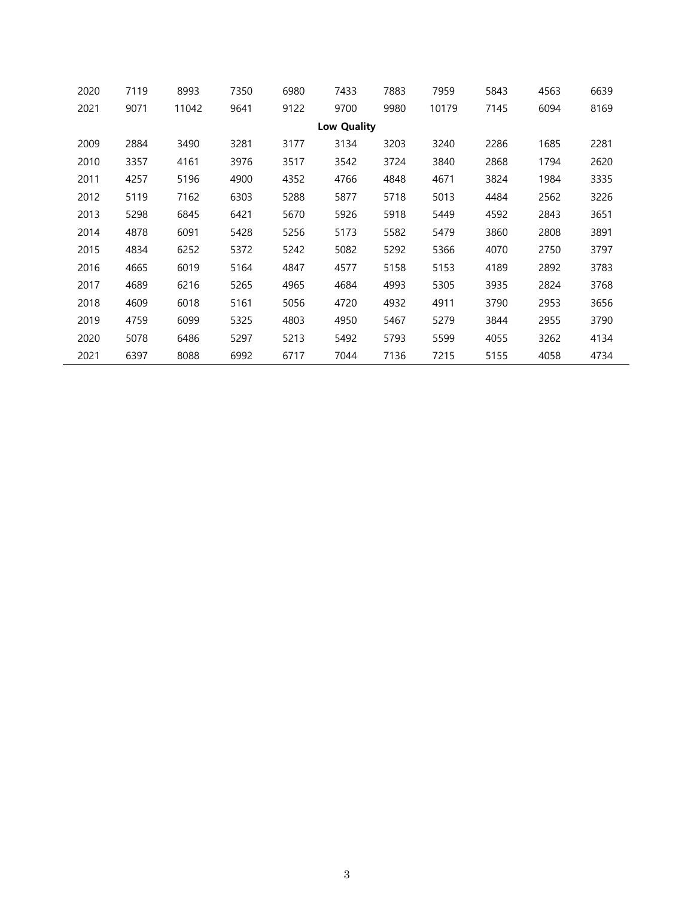| | | | | | | | | | | |
|---|---|---|---|---|---|---|---|---|---|---|
| 2020 | 7119 | 8993 | 7350 | 6980 | 7433 | 7883 | 7959 | 5843 | 4563 | 6639 |
| 2021 | 9071 | 11042 | 9641 | 9122 | 9700 | 9980 | 10179 | 7145 | 6094 | 8169 |
| | | | | | **Low Quality** | | | | | |
| 2009 | 2884 | 3490 | 3281 | 3177 | 3134 | 3203 | 3240 | 2286 | 1685 | 2281 |
| 2010 | 3357 | 4161 | 3976 | 3517 | 3542 | 3724 | 3840 | 2868 | 1794 | 2620 |
| 2011 | 4257 | 5196 | 4900 | 4352 | 4766 | 4848 | 4671 | 3824 | 1984 | 3335 |
| 2012 | 5119 | 7162 | 6303 | 5288 | 5877 | 5718 | 5013 | 4484 | 2562 | 3226 |
| 2013 | 5298 | 6845 | 6421 | 5670 | 5926 | 5918 | 5449 | 4592 | 2843 | 3651 |
| 2014 | 4878 | 6091 | 5428 | 5256 | 5173 | 5582 | 5479 | 3860 | 2808 | 3891 |
| 2015 | 4834 | 6252 | 5372 | 5242 | 5082 | 5292 | 5366 | 4070 | 2750 | 3797 |
| 2016 | 4665 | 6019 | 5164 | 4847 | 4577 | 5158 | 5153 | 4189 | 2892 | 3783 |
| 2017 | 4689 | 6216 | 5265 | 4965 | 4684 | 4993 | 5305 | 3935 | 2824 | 3768 |
| 2018 | 4609 | 6018 | 5161 | 5056 | 4720 | 4932 | 4911 | 3790 | 2953 | 3656 |
| 2019 | 4759 | 6099 | 5325 | 4803 | 4950 | 5467 | 5279 | 3844 | 2955 | 3790 |
| 2020 | 5078 | 6486 | 5297 | 5213 | 5492 | 5793 | 5599 | 4055 | 3262 | 4134 |
| 2021 | 6397 | 8088 | 6992 | 6717 | 7044 | 7136 | 7215 | 5155 | 4058 | 4734 |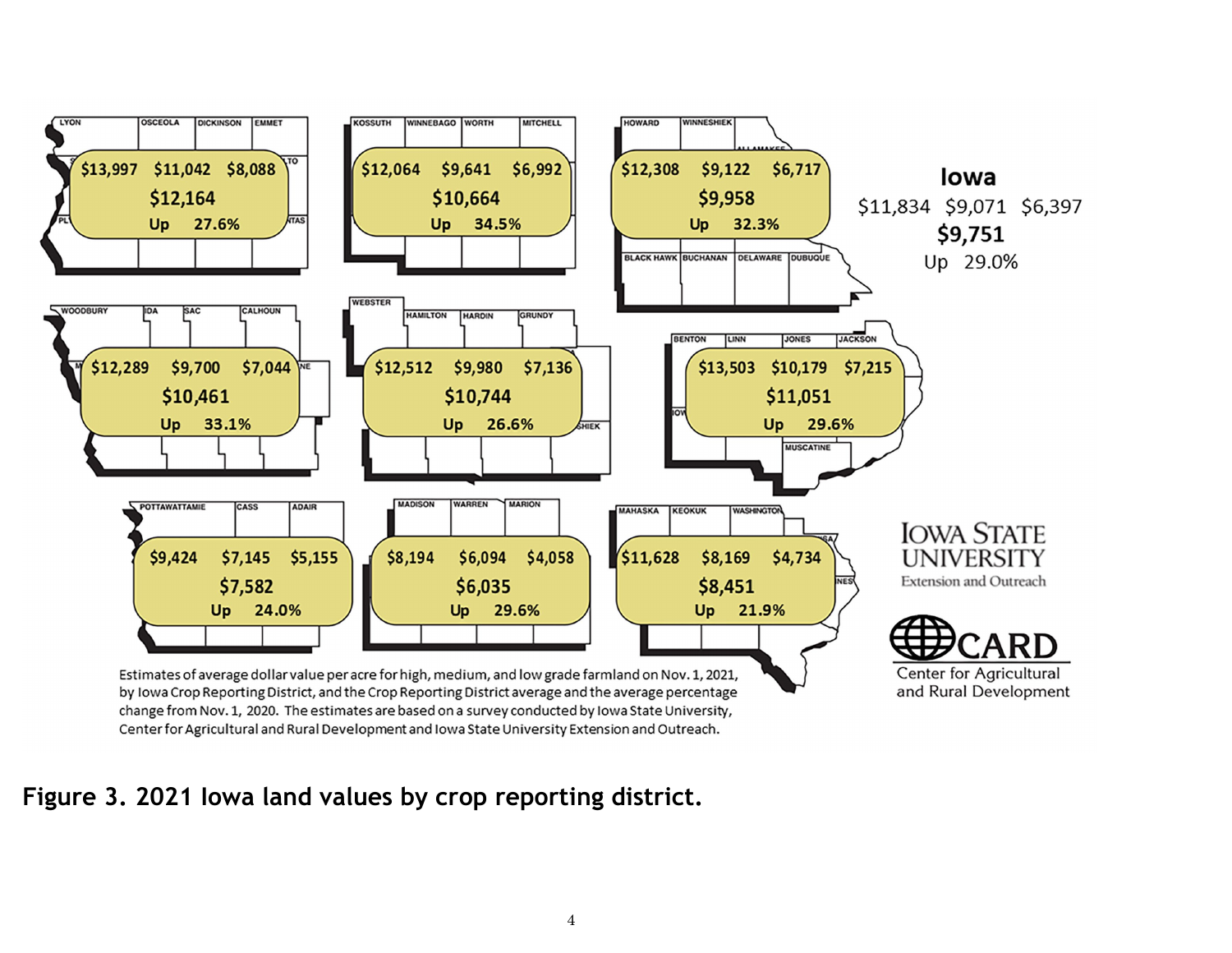LYON OSCEOLA DICKINSON EMMET

$13,997 $11,042 $8,088

$12,164

Up 27.6%

KOSSUTH WINNEBAGO WORTH MITCHELL

$12,064 $9,641 $6,992

$10,664

Up 34.5%

HOWARD WINNESHIEK

$12,308 $9,122 $6,717

$9,958

Up 32.3%

BLACK HAWK BUCHANAN DELAWARE DUBUQUE

**Iowa**

$11,834 $9,071 $6,397

**$9,751**

Up 29.0%

WOODBURY IDA SAC CALHOUN

$12,289 $9,700 $7,044

$10,461

Up 33.1%

WEBSTER HAMILTON HARDIN GRUNDY

$12,512 $9,980 $7,136

$10,744

Up 26.6%

BENTON LINN JONES JACKSON

$13,503 $10,179 $7,215

$11,051

Up 29.6%

MUSCATINE

POTTAWATTAMIE CASS ADAIR

$9,424 $7,145 $5,155

$7,582

Up 24.0%

MADISON WARREN MARION

$8,194 $6,094 $4,058

$6,035

Up 29.6%

MAHASKA KEOKUK WASHINGTON

$11,628 $8,169 $4,734

$8,451

Up 21.9%

IOWA STATE UNIVERSITY
Extension and Outreach

CARD
Center for Agricultural and Rural Development

Estimates of average dollar value per acre for high, medium, and low grade farmland on Nov. 1, 2021, by Iowa Crop Reporting District, and the Crop Reporting District average and the average percentage change from Nov. 1, 2020. The estimates are based on a survey conducted by Iowa State University, Center for Agricultural and Rural Development and Iowa State University Extension and Outreach.

**Figure 3. 2021 Iowa land values by crop reporting district.**